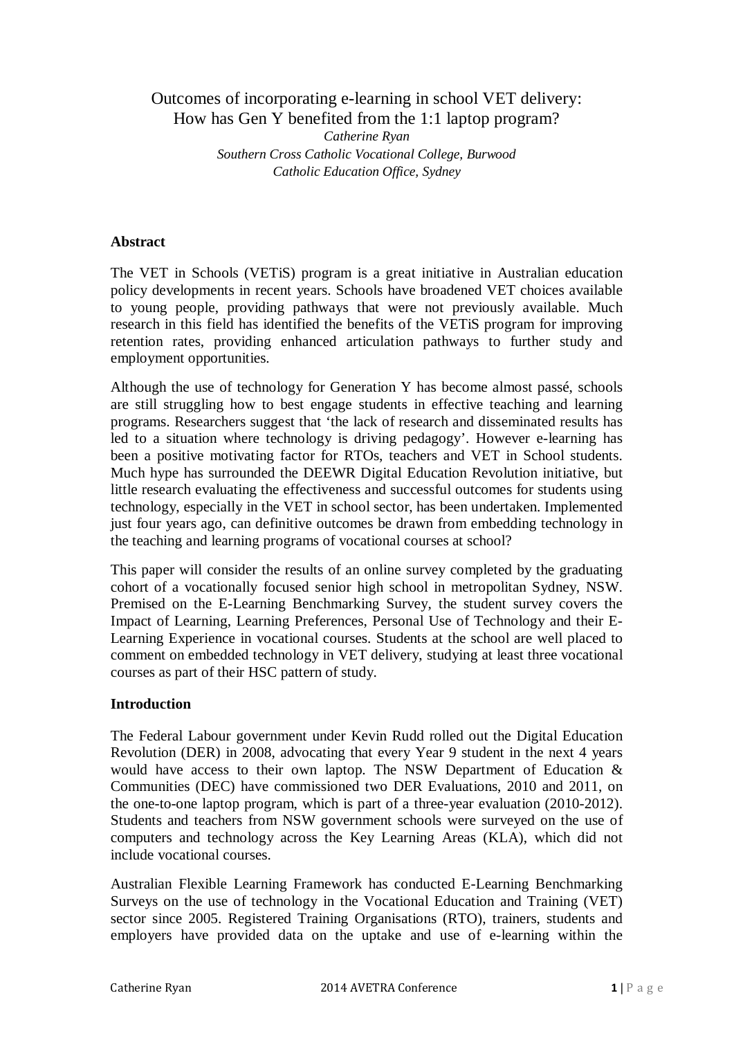# Outcomes of incorporating e-learning in school VET delivery: How has Gen Y benefited from the 1:1 laptop program?

*Catherine Ryan*

*Southern Cross Catholic Vocational College, Burwood*

*Catholic Education Office, Sydney*

## Abstract

The VET in Schools (VETiS) program is a great initiative in Australian education policy developments in recent years. Schools have broadened VET choices available to young people, providing pathways that were not previously available. Much research in this field has identified the benefits of the VETiS program for improving retention rates, providing enhanced articulation pathways to further study and employment opportunities.

Although the use of technology for Generation Y has become almost passé, schools are still struggling how to best engage students in effective teaching and learning programs. Researchers suggest that 'the lack of research and disseminated results has led to a situation where technology is driving pedagogy'. However e-learning has been a positive motivating factor for RTOs, teachers and VET in School students. Much hype has surrounded the DEEWR Digital Education Revolution initiative, but little research evaluating the effectiveness and successful outcomes for students using technology, especially in the VET in school sector, has been undertaken. Implemented just four years ago, can definitive outcomes be drawn from embedding technology in the teaching and learning programs of vocational courses at school?

This paper will consider the results of an online survey completed by the graduating cohort of a vocationally focused senior high school in metropolitan Sydney, NSW. Premised on the E-Learning Benchmarking Survey, the student survey covers the Impact of Learning, Learning Preferences, Personal Use of Technology and their E-Learning Experience in vocational courses. Students at the school are well placed to comment on embedded technology in VET delivery, studying at least three vocational courses as part of their HSC pattern of study.

## Introduction

The Federal Labour government under Kevin Rudd rolled out the Digital Education Revolution (DER) in 2008, advocating that every Year 9 student in the next 4 years would have access to their own laptop. The NSW Department of Education & Communities (DEC) have commissioned two DER Evaluations, 2010 and 2011, on the one-to-one laptop program, which is part of a three-year evaluation (2010-2012). Students and teachers from NSW government schools were surveyed on the use of computers and technology across the Key Learning Areas (KLA), which did not include vocational courses.

Australian Flexible Learning Framework has conducted E-Learning Benchmarking Surveys on the use of technology in the Vocational Education and Training (VET) sector since 2005. Registered Training Organisations (RTO), trainers, students and employers have provided data on the uptake and use of e-learning within the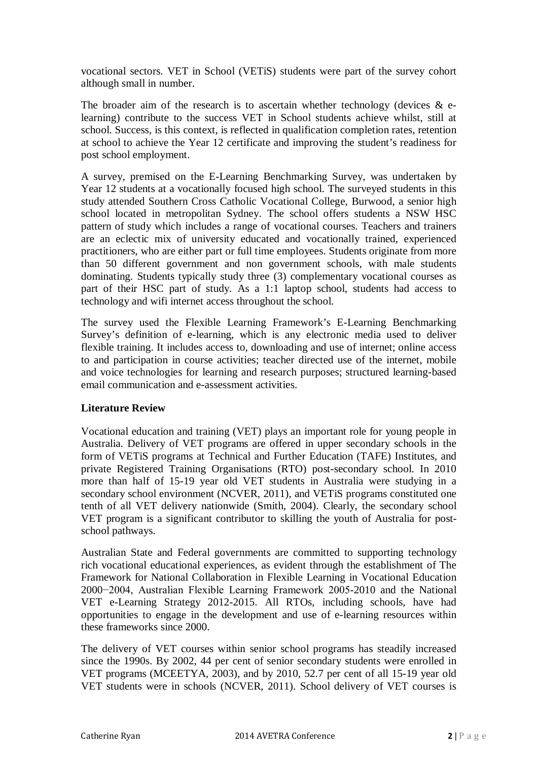vocational sectors. VET in School (VETiS) students were part of the survey cohort although small in number.

The broader aim of the research is to ascertain whether technology (devices & e-learning) contribute to the success VET in School students achieve whilst, still at school. Success, is this context, is reflected in qualification completion rates, retention at school to achieve the Year 12 certificate and improving the student's readiness for post school employment.

A survey, premised on the E-Learning Benchmarking Survey, was undertaken by Year 12 students at a vocationally focused high school. The surveyed students in this study attended Southern Cross Catholic Vocational College, Burwood, a senior high school located in metropolitan Sydney. The school offers students a NSW HSC pattern of study which includes a range of vocational courses. Teachers and trainers are an eclectic mix of university educated and vocationally trained, experienced practitioners, who are either part or full time employees. Students originate from more than 50 different government and non government schools, with male students dominating. Students typically study three (3) complementary vocational courses as part of their HSC part of study. As a 1:1 laptop school, students had access to technology and wifi internet access throughout the school.

The survey used the Flexible Learning Framework's E-Learning Benchmarking Survey's definition of e-learning, which is any electronic media used to deliver flexible training. It includes access to, downloading and use of internet; online access to and participation in course activities; teacher directed use of the internet, mobile and voice technologies for learning and research purposes; structured learning-based email communication and e-assessment activities.

## Literature Review

Vocational education and training (VET) plays an important role for young people in Australia. Delivery of VET programs are offered in upper secondary schools in the form of VETiS programs at Technical and Further Education (TAFE) Institutes, and private Registered Training Organisations (RTO) post-secondary school. In 2010 more than half of 15-19 year old VET students in Australia were studying in a secondary school environment (NCVER, 2011), and VETiS programs constituted one tenth of all VET delivery nationwide (Smith, 2004). Clearly, the secondary school VET program is a significant contributor to skilling the youth of Australia for post-school pathways.

Australian State and Federal governments are committed to supporting technology rich vocational educational experiences, as evident through the establishment of The Framework for National Collaboration in Flexible Learning in Vocational Education 2000–2004, Australian Flexible Learning Framework 2005-2010 and the National VET e-Learning Strategy 2012-2015. All RTOs, including schools, have had opportunities to engage in the development and use of e-learning resources within these frameworks since 2000.

The delivery of VET courses within senior school programs has steadily increased since the 1990s. By 2002, 44 per cent of senior secondary students were enrolled in VET programs (MCEETYA, 2003), and by 2010, 52.7 per cent of all 15-19 year old VET students were in schools (NCVER, 2011). School delivery of VET courses is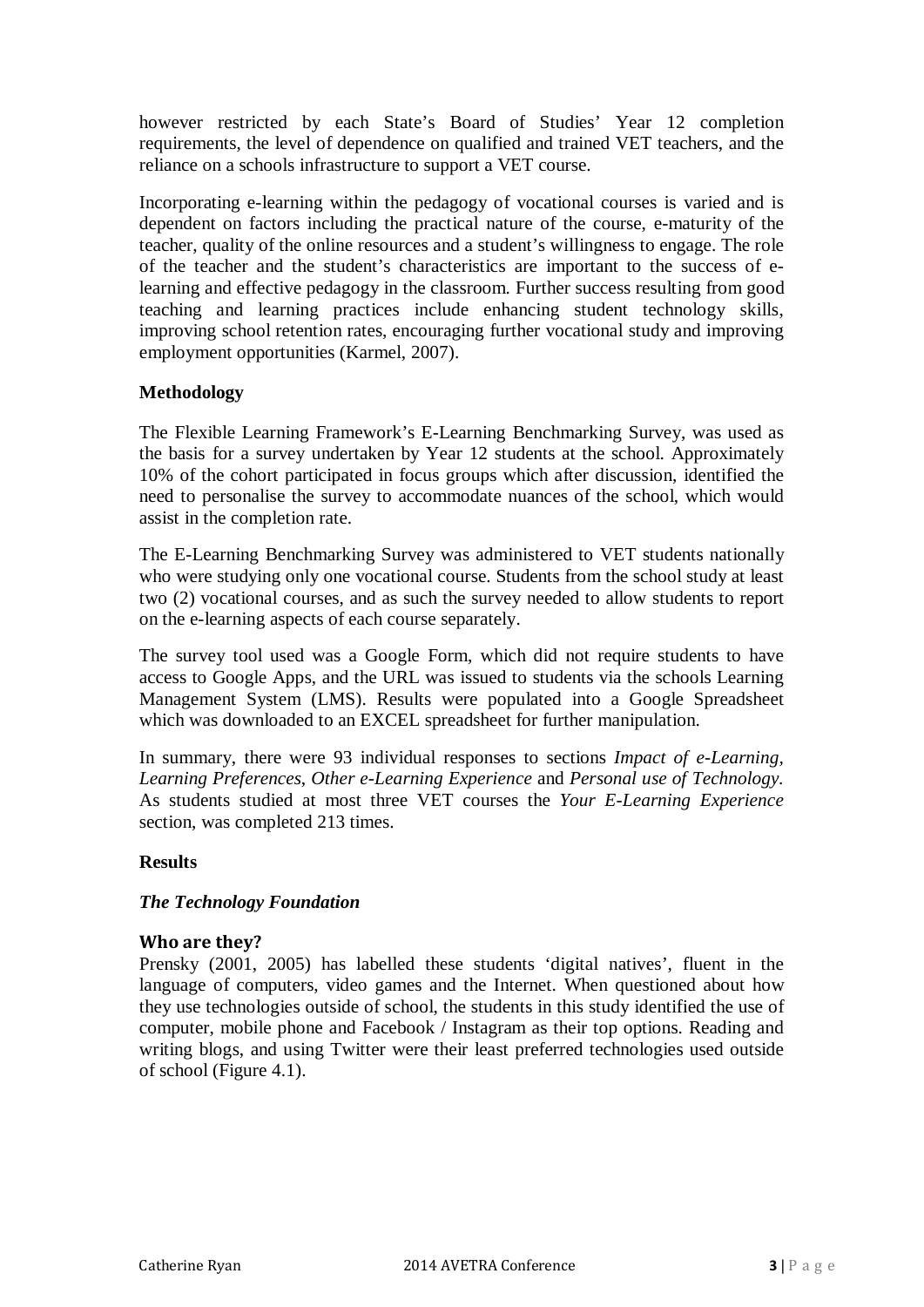however restricted by each State's Board of Studies' Year 12 completion requirements, the level of dependence on qualified and trained VET teachers, and the reliance on a schools infrastructure to support a VET course.

Incorporating e-learning within the pedagogy of vocational courses is varied and is dependent on factors including the practical nature of the course, e-maturity of the teacher, quality of the online resources and a student's willingness to engage. The role of the teacher and the student's characteristics are important to the success of e-learning and effective pedagogy in the classroom. Further success resulting from good teaching and learning practices include enhancing student technology skills, improving school retention rates, encouraging further vocational study and improving employment opportunities (Karmel, 2007).

## Methodology

The Flexible Learning Framework's E-Learning Benchmarking Survey, was used as the basis for a survey undertaken by Year 12 students at the school. Approximately 10% of the cohort participated in focus groups which after discussion, identified the need to personalise the survey to accommodate nuances of the school, which would assist in the completion rate.

The E-Learning Benchmarking Survey was administered to VET students nationally who were studying only one vocational course. Students from the school study at least two (2) vocational courses, and as such the survey needed to allow students to report on the e-learning aspects of each course separately.

The survey tool used was a Google Form, which did not require students to have access to Google Apps, and the URL was issued to students via the schools Learning Management System (LMS). Results were populated into a Google Spreadsheet which was downloaded to an EXCEL spreadsheet for further manipulation.

In summary, there were 93 individual responses to sections *Impact of e-Learning*, *Learning Preferences*, *Other e-Learning Experience* and *Personal use of Technology*. As students studied at most three VET courses the *Your E-Learning Experience* section, was completed 213 times.

## Results

### *The Technology Foundation*

#### Who are they?

Prensky (2001, 2005) has labelled these students 'digital natives', fluent in the language of computers, video games and the Internet. When questioned about how they use technologies outside of school, the students in this study identified the use of computer, mobile phone and Facebook / Instagram as their top options. Reading and writing blogs, and using Twitter were their least preferred technologies used outside of school (Figure 4.1).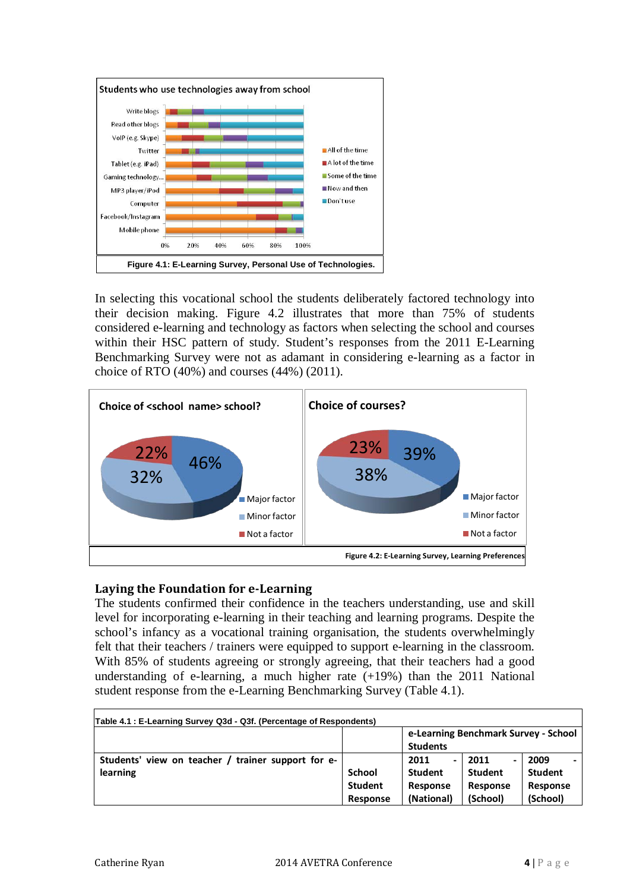Figure 4.1: E-Learning Survey, Personal Use of Technologies.

In selecting this vocational school the students deliberately factored technology into their decision making. Figure 4.2 illustrates that more than 75% of students considered e-learning and technology as factors when selecting the school and courses within their HSC pattern of study. Student's responses from the 2011 E-Learning Benchmarking Survey were not as adamant in considering e-learning as a factor in choice of RTO (40%) and courses (44%) (2011).

Figure 4.2: E-Learning Survey, Learning Preferences

## Laying the Foundation for e-Learning

The students confirmed their confidence in the teachers understanding, use and skill level for incorporating e-learning in their teaching and learning programs. Despite the school's infancy as a vocational training organisation, the students overwhelmingly felt that their teachers / trainers were equipped to support e-learning in the classroom. With 85% of students agreeing or strongly agreeing, that their teachers had a good understanding of e-learning, a much higher rate (+19%) than the 2011 National student response from the e-Learning Benchmarking Survey (Table 4.1).

Table 4.1 : E-Learning Survey Q3d - Q3f. (Percentage of Respondents)

| | | e-Learning Benchmark Survey - School Students | | |
|---|---|---|---|---|
| **Students' view on teacher / trainer support for e-learning** | **School Student Response** | **2011 - Student Response (National)** | **2011 - Student Response (School)** | **2009 - Student Response (School)** |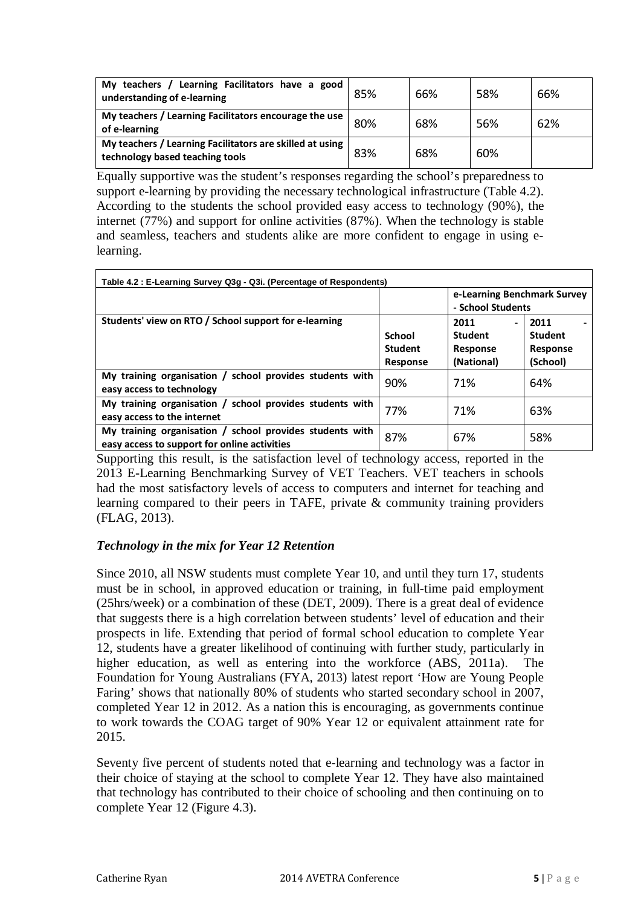| My teachers / Learning Facilitators have a good understanding of e-learning | 85% | 66% | 58% | 66% |
|---|---|---|---|---|
| My teachers / Learning Facilitators encourage the use of e-learning | 80% | 68% | 56% | 62% |
| My teachers / Learning Facilitators are skilled at using technology based teaching tools | 83% | 68% | 60% | |

Equally supportive was the student's responses regarding the school's preparedness to support e-learning by providing the necessary technological infrastructure (Table 4.2). According to the students the school provided easy access to technology (90%), the internet (77%) and support for online activities (87%). When the technology is stable and seamless, teachers and students alike are more confident to engage in using e-learning.

**Table 4.2 : E-Learning Survey Q3g - Q3i. (Percentage of Respondents)**

| | | e-Learning Benchmark Survey - School Students | |
|---|---|---|---|
| **Students' view on RTO / School support for e-learning** | **School Student Response** | **2011 - Student Response (National)** | **2011 - Student Response (School)** |
| **My training organisation / school provides students with easy access to technology** | 90% | 71% | 64% |
| **My training organisation / school provides students with easy access to the internet** | 77% | 71% | 63% |
| **My training organisation / school provides students with easy access to support for online activities** | 87% | 67% | 58% |

Supporting this result, is the satisfaction level of technology access, reported in the 2013 E-Learning Benchmarking Survey of VET Teachers. VET teachers in schools had the most satisfactory levels of access to computers and internet for teaching and learning compared to their peers in TAFE, private & community training providers (FLAG, 2013).

### *Technology in the mix for Year 12 Retention*

Since 2010, all NSW students must complete Year 10, and until they turn 17, students must be in school, in approved education or training, in full-time paid employment (25hrs/week) or a combination of these (DET, 2009). There is a great deal of evidence that suggests there is a high correlation between students' level of education and their prospects in life. Extending that period of formal school education to complete Year 12, students have a greater likelihood of continuing with further study, particularly in higher education, as well as entering into the workforce (ABS, 2011a). The Foundation for Young Australians (FYA, 2013) latest report 'How are Young People Faring' shows that nationally 80% of students who started secondary school in 2007, completed Year 12 in 2012. As a nation this is encouraging, as governments continue to work towards the COAG target of 90% Year 12 or equivalent attainment rate for 2015.

Seventy five percent of students noted that e-learning and technology was a factor in their choice of staying at the school to complete Year 12. They have also maintained that technology has contributed to their choice of schooling and then continuing on to complete Year 12 (Figure 4.3).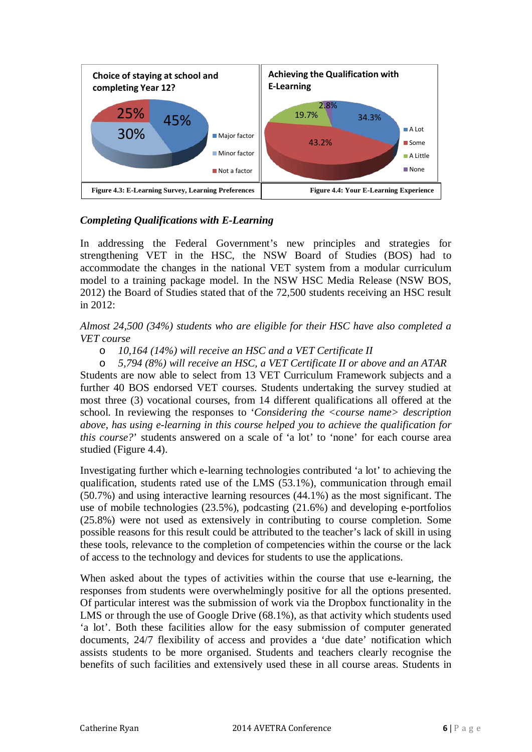**Choice of staying at school and completing Year 12?**

- Major factor: 45%
- Minor factor: 30%
- Not a factor: 25%

**Achieving the Qualification with E-Learning**

- A Lot: 34.3%
- Some: 43.2%
- A Little: 19.7%
- None: 2.8%

| Figure 4.3: E-Learning Survey, Learning Preferences | Figure 4.4: Your E-Learning Experience |
|---|---|

### *Completing Qualifications with E-Learning*

In addressing the Federal Government's new principles and strategies for strengthening VET in the HSC, the NSW Board of Studies (BOS) had to accommodate the changes in the national VET system from a modular curriculum model to a training package model. In the NSW HSC Media Release (NSW BOS, 2012) the Board of Studies stated that of the 72,500 students receiving an HSC result in 2012:

*Almost 24,500 (34%) students who are eligible for their HSC have also completed a VET course*

- *10,164 (14%) will receive an HSC and a VET Certificate II*
- *5,794 (8%) will receive an HSC, a VET Certificate II or above and an ATAR*

Students are now able to select from 13 VET Curriculum Framework subjects and a further 40 BOS endorsed VET courses. Students undertaking the survey studied at most three (3) vocational courses, from 14 different qualifications all offered at the school. In reviewing the responses to '*Considering the <course name> description above, has using e-learning in this course helped you to achieve the qualification for this course?*' students answered on a scale of 'a lot' to 'none' for each course area studied (Figure 4.4).

Investigating further which e-learning technologies contributed 'a lot' to achieving the qualification, students rated use of the LMS (53.1%), communication through email (50.7%) and using interactive learning resources (44.1%) as the most significant. The use of mobile technologies (23.5%), podcasting (21.6%) and developing e-portfolios (25.8%) were not used as extensively in contributing to course completion. Some possible reasons for this result could be attributed to the teacher's lack of skill in using these tools, relevance to the completion of competencies within the course or the lack of access to the technology and devices for students to use the applications.

When asked about the types of activities within the course that use e-learning, the responses from students were overwhelmingly positive for all the options presented. Of particular interest was the submission of work via the Dropbox functionality in the LMS or through the use of Google Drive (68.1%), as that activity which students used 'a lot'. Both these facilities allow for the easy submission of computer generated documents, 24/7 flexibility of access and provides a 'due date' notification which assists students to be more organised. Students and teachers clearly recognise the benefits of such facilities and extensively used these in all course areas. Students in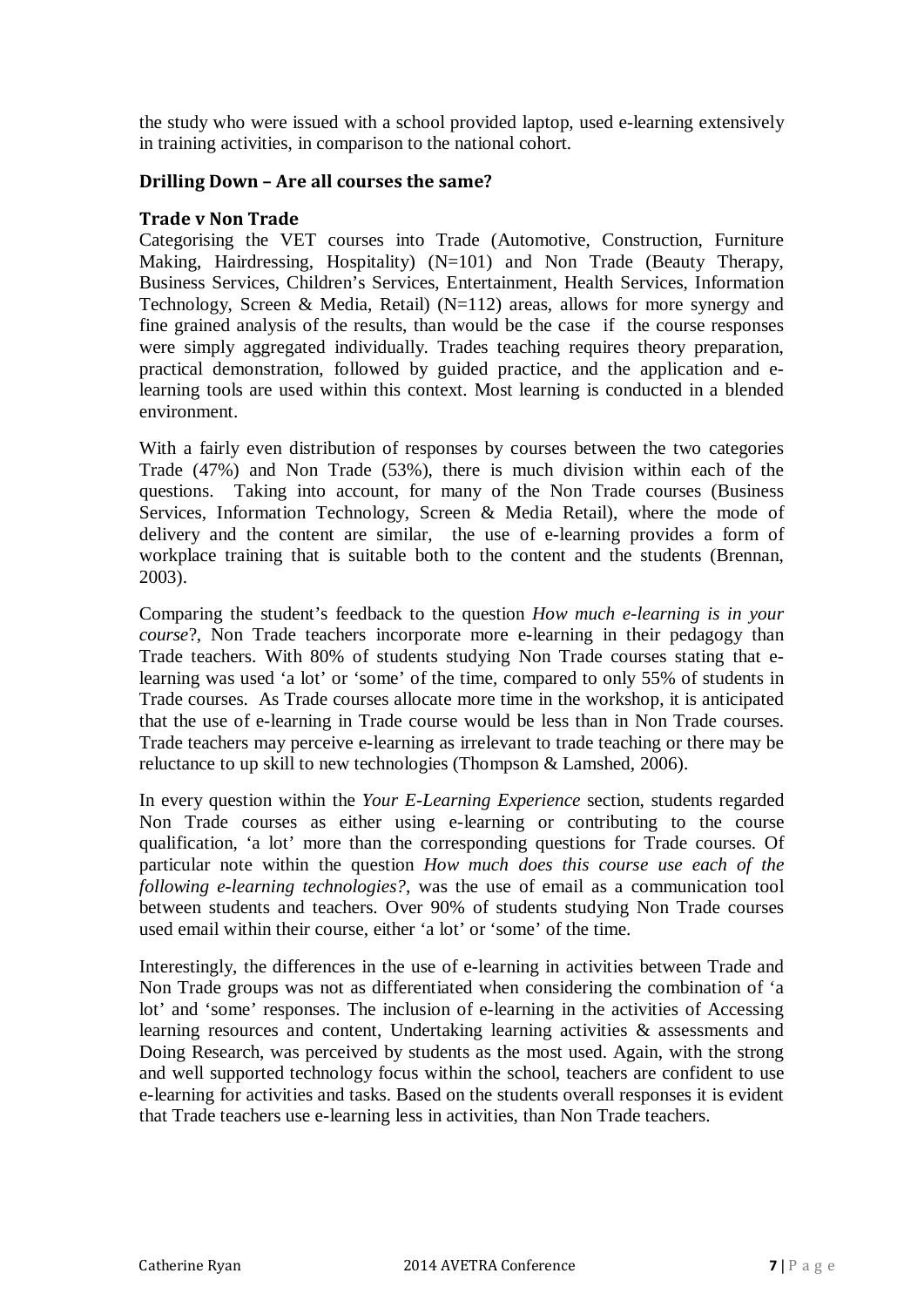the study who were issued with a school provided laptop, used e-learning extensively in training activities, in comparison to the national cohort.

## Drilling Down – Are all courses the same?

### Trade v Non Trade

Categorising the VET courses into Trade (Automotive, Construction, Furniture Making, Hairdressing, Hospitality) (N=101) and Non Trade (Beauty Therapy, Business Services, Children's Services, Entertainment, Health Services, Information Technology, Screen & Media, Retail) (N=112) areas, allows for more synergy and fine grained analysis of the results, than would be the case if the course responses were simply aggregated individually. Trades teaching requires theory preparation, practical demonstration, followed by guided practice, and the application and e-learning tools are used within this context. Most learning is conducted in a blended environment.

With a fairly even distribution of responses by courses between the two categories Trade (47%) and Non Trade (53%), there is much division within each of the questions. Taking into account, for many of the Non Trade courses (Business Services, Information Technology, Screen & Media Retail), where the mode of delivery and the content are similar, the use of e-learning provides a form of workplace training that is suitable both to the content and the students (Brennan, 2003).

Comparing the student's feedback to the question *How much e-learning is in your course*?, Non Trade teachers incorporate more e-learning in their pedagogy than Trade teachers. With 80% of students studying Non Trade courses stating that e-learning was used 'a lot' or 'some' of the time, compared to only 55% of students in Trade courses. As Trade courses allocate more time in the workshop, it is anticipated that the use of e-learning in Trade course would be less than in Non Trade courses. Trade teachers may perceive e-learning as irrelevant to trade teaching or there may be reluctance to up skill to new technologies (Thompson & Lamshed, 2006).

In every question within the *Your E-Learning Experience* section, students regarded Non Trade courses as either using e-learning or contributing to the course qualification, 'a lot' more than the corresponding questions for Trade courses. Of particular note within the question *How much does this course use each of the following e-learning technologies?*, was the use of email as a communication tool between students and teachers. Over 90% of students studying Non Trade courses used email within their course, either 'a lot' or 'some' of the time.

Interestingly, the differences in the use of e-learning in activities between Trade and Non Trade groups was not as differentiated when considering the combination of 'a lot' and 'some' responses. The inclusion of e-learning in the activities of Accessing learning resources and content, Undertaking learning activities & assessments and Doing Research, was perceived by students as the most used. Again, with the strong and well supported technology focus within the school, teachers are confident to use e-learning for activities and tasks. Based on the students overall responses it is evident that Trade teachers use e-learning less in activities, than Non Trade teachers.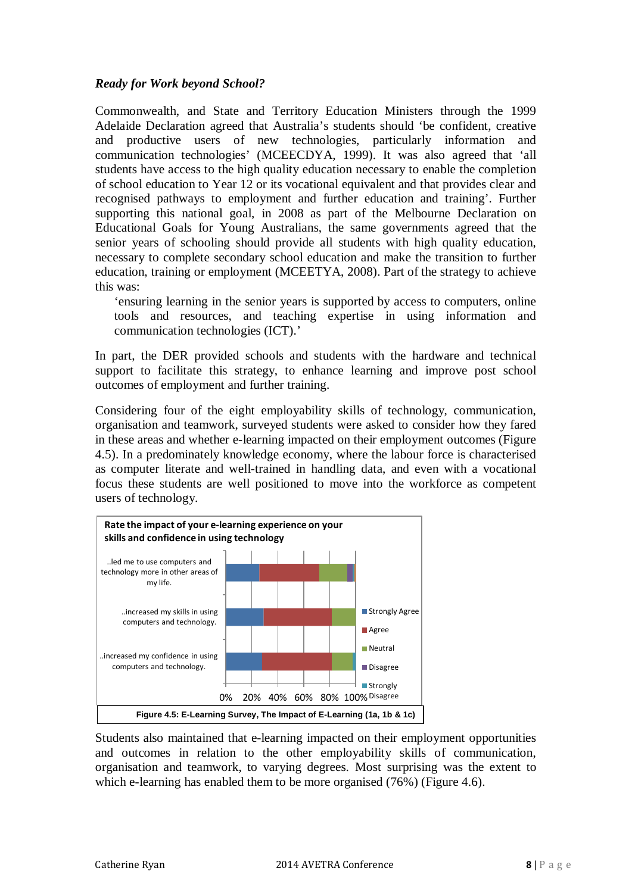*Ready for Work beyond School?*

Commonwealth, and State and Territory Education Ministers through the 1999 Adelaide Declaration agreed that Australia's students should 'be confident, creative and productive users of new technologies, particularly information and communication technologies' (MCEECDYA, 1999). It was also agreed that 'all students have access to the high quality education necessary to enable the completion of school education to Year 12 or its vocational equivalent and that provides clear and recognised pathways to employment and further education and training'. Further supporting this national goal, in 2008 as part of the Melbourne Declaration on Educational Goals for Young Australians, the same governments agreed that the senior years of schooling should provide all students with high quality education, necessary to complete secondary school education and make the transition to further education, training or employment (MCEETYA, 2008). Part of the strategy to achieve this was:

> 'ensuring learning in the senior years is supported by access to computers, online tools and resources, and teaching expertise in using information and communication technologies (ICT).'

In part, the DER provided schools and students with the hardware and technical support to facilitate this strategy, to enhance learning and improve post school outcomes of employment and further training.

Considering four of the eight employability skills of technology, communication, organisation and teamwork, surveyed students were asked to consider how they fared in these areas and whether e-learning impacted on their employment outcomes (Figure 4.5). In a predominately knowledge economy, where the labour force is characterised as computer literate and well-trained in handling data, and even with a vocational focus these students are well positioned to move into the workforce as competent users of technology.

**Rate the impact of your e-learning experience on your skills and confidence in using technology**

Categories: ..led me to use computers and technology more in other areas of my life. / ..increased my skills in using computers and technology. / ..increased my confidence in using computers and technology.

Legend: Strongly Agree, Agree, Neutral, Disagree, Strongly Disagree (axis 0%–100%)

**Figure 4.5: E-Learning Survey, The Impact of E-Learning (1a, 1b & 1c)**

Students also maintained that e-learning impacted on their employment opportunities and outcomes in relation to the other employability skills of communication, organisation and teamwork, to varying degrees. Most surprising was the extent to which e-learning has enabled them to be more organised (76%) (Figure 4.6).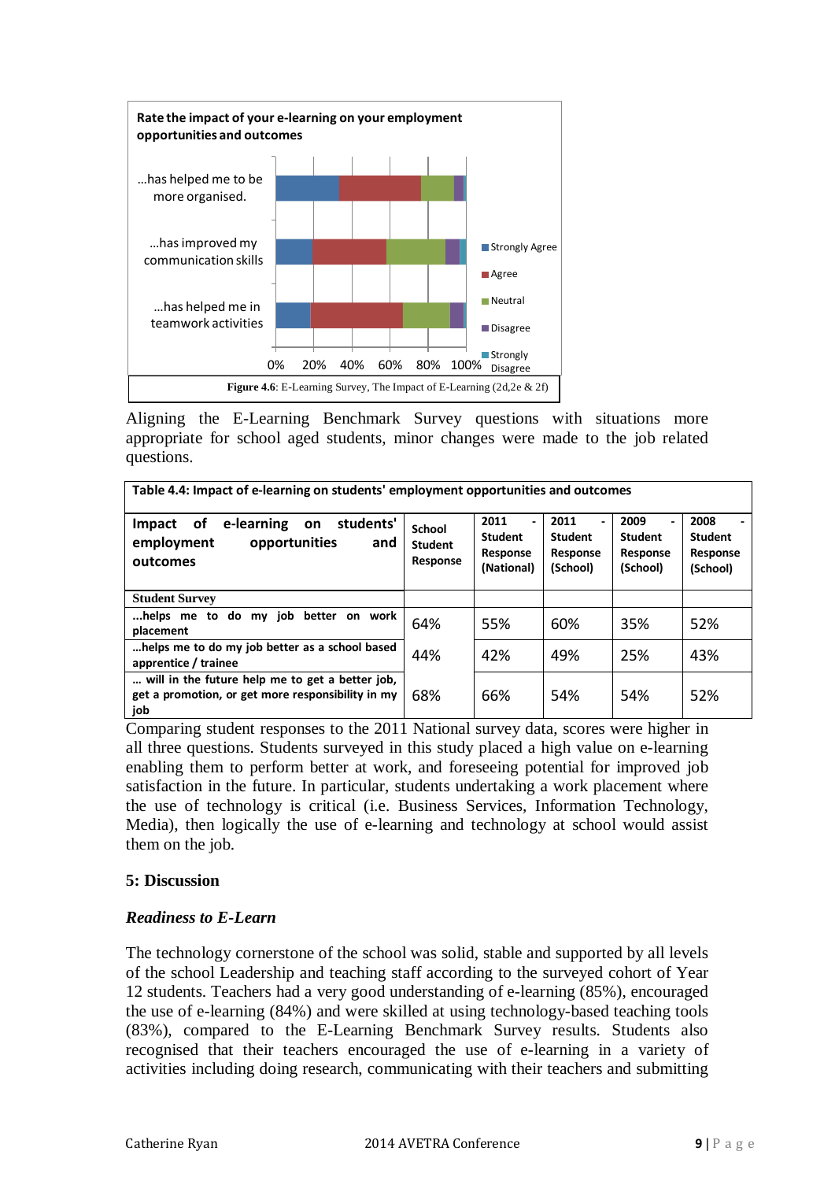Rate the impact of your e-learning on your employment opportunities and outcomes

…has helped me to be more organised.

…has improved my communication skills

…has helped me in teamwork activities

0% 20% 40% 60% 80% 100%

Strongly Agree, Agree, Neutral, Disagree, Strongly Disagree

**Figure 4.6**: E-Learning Survey, The Impact of E-Learning (2d,2e & 2f)

Aligning the E-Learning Benchmark Survey questions with situations more appropriate for school aged students, minor changes were made to the job related questions.

**Table 4.4: Impact of e-learning on students' employment opportunities and outcomes**

| Impact of e-learning on students' employment opportunities and outcomes | School Student Response | 2011 - Student Response (National) | 2011 - Student Response (School) | 2009 - Student Response (School) | 2008 - Student Response (School) |
|---|---|---|---|---|---|
| **Student Survey** | | | | | |
| **…helps me to do my job better on work placement** | 64% | 55% | 60% | 35% | 52% |
| **…helps me to do my job better as a school based apprentice / trainee** | 44% | 42% | 49% | 25% | 43% |
| **… will in the future help me to get a better job, get a promotion, or get more responsibility in my job** | 68% | 66% | 54% | 54% | 52% |

Comparing student responses to the 2011 National survey data, scores were higher in all three questions. Students surveyed in this study placed a high value on e-learning enabling them to perform better at work, and foreseeing potential for improved job satisfaction in the future. In particular, students undertaking a work placement where the use of technology is critical (i.e. Business Services, Information Technology, Media), then logically the use of e-learning and technology at school would assist them on the job.

## 5: Discussion

### *Readiness to E-Learn*

The technology cornerstone of the school was solid, stable and supported by all levels of the school Leadership and teaching staff according to the surveyed cohort of Year 12 students. Teachers had a very good understanding of e-learning (85%), encouraged the use of e-learning (84%) and were skilled at using technology-based teaching tools (83%), compared to the E-Learning Benchmark Survey results. Students also recognised that their teachers encouraged the use of e-learning in a variety of activities including doing research, communicating with their teachers and submitting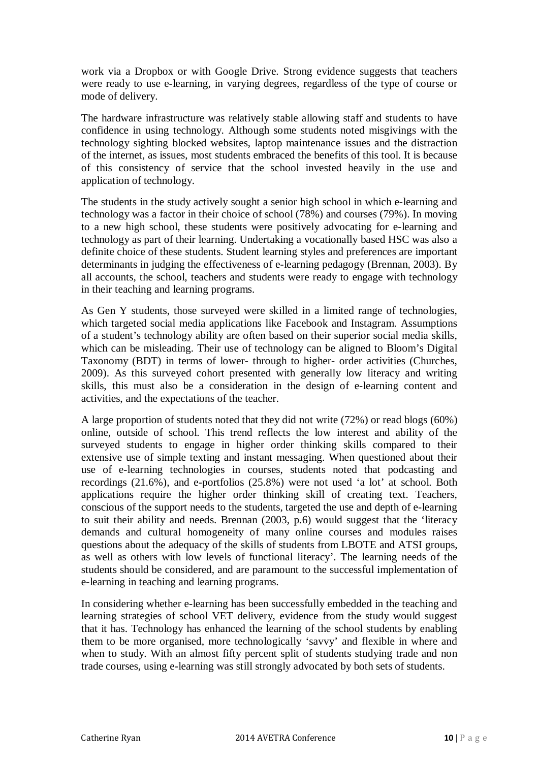work via a Dropbox or with Google Drive. Strong evidence suggests that teachers were ready to use e-learning, in varying degrees, regardless of the type of course or mode of delivery.

The hardware infrastructure was relatively stable allowing staff and students to have confidence in using technology. Although some students noted misgivings with the technology sighting blocked websites, laptop maintenance issues and the distraction of the internet, as issues, most students embraced the benefits of this tool. It is because of this consistency of service that the school invested heavily in the use and application of technology.

The students in the study actively sought a senior high school in which e-learning and technology was a factor in their choice of school (78%) and courses (79%). In moving to a new high school, these students were positively advocating for e-learning and technology as part of their learning. Undertaking a vocationally based HSC was also a definite choice of these students. Student learning styles and preferences are important determinants in judging the effectiveness of e-learning pedagogy (Brennan, 2003). By all accounts, the school, teachers and students were ready to engage with technology in their teaching and learning programs.

As Gen Y students, those surveyed were skilled in a limited range of technologies, which targeted social media applications like Facebook and Instagram. Assumptions of a student's technology ability are often based on their superior social media skills, which can be misleading. Their use of technology can be aligned to Bloom's Digital Taxonomy (BDT) in terms of lower- through to higher- order activities (Churches, 2009). As this surveyed cohort presented with generally low literacy and writing skills, this must also be a consideration in the design of e-learning content and activities, and the expectations of the teacher.

A large proportion of students noted that they did not write (72%) or read blogs (60%) online, outside of school. This trend reflects the low interest and ability of the surveyed students to engage in higher order thinking skills compared to their extensive use of simple texting and instant messaging. When questioned about their use of e-learning technologies in courses, students noted that podcasting and recordings (21.6%), and e-portfolios (25.8%) were not used 'a lot' at school. Both applications require the higher order thinking skill of creating text. Teachers, conscious of the support needs to the students, targeted the use and depth of e-learning to suit their ability and needs. Brennan (2003, p.6) would suggest that the 'literacy demands and cultural homogeneity of many online courses and modules raises questions about the adequacy of the skills of students from LBOTE and ATSI groups, as well as others with low levels of functional literacy'. The learning needs of the students should be considered, and are paramount to the successful implementation of e-learning in teaching and learning programs.

In considering whether e-learning has been successfully embedded in the teaching and learning strategies of school VET delivery, evidence from the study would suggest that it has. Technology has enhanced the learning of the school students by enabling them to be more organised, more technologically 'savvy' and flexible in where and when to study. With an almost fifty percent split of students studying trade and non trade courses, using e-learning was still strongly advocated by both sets of students.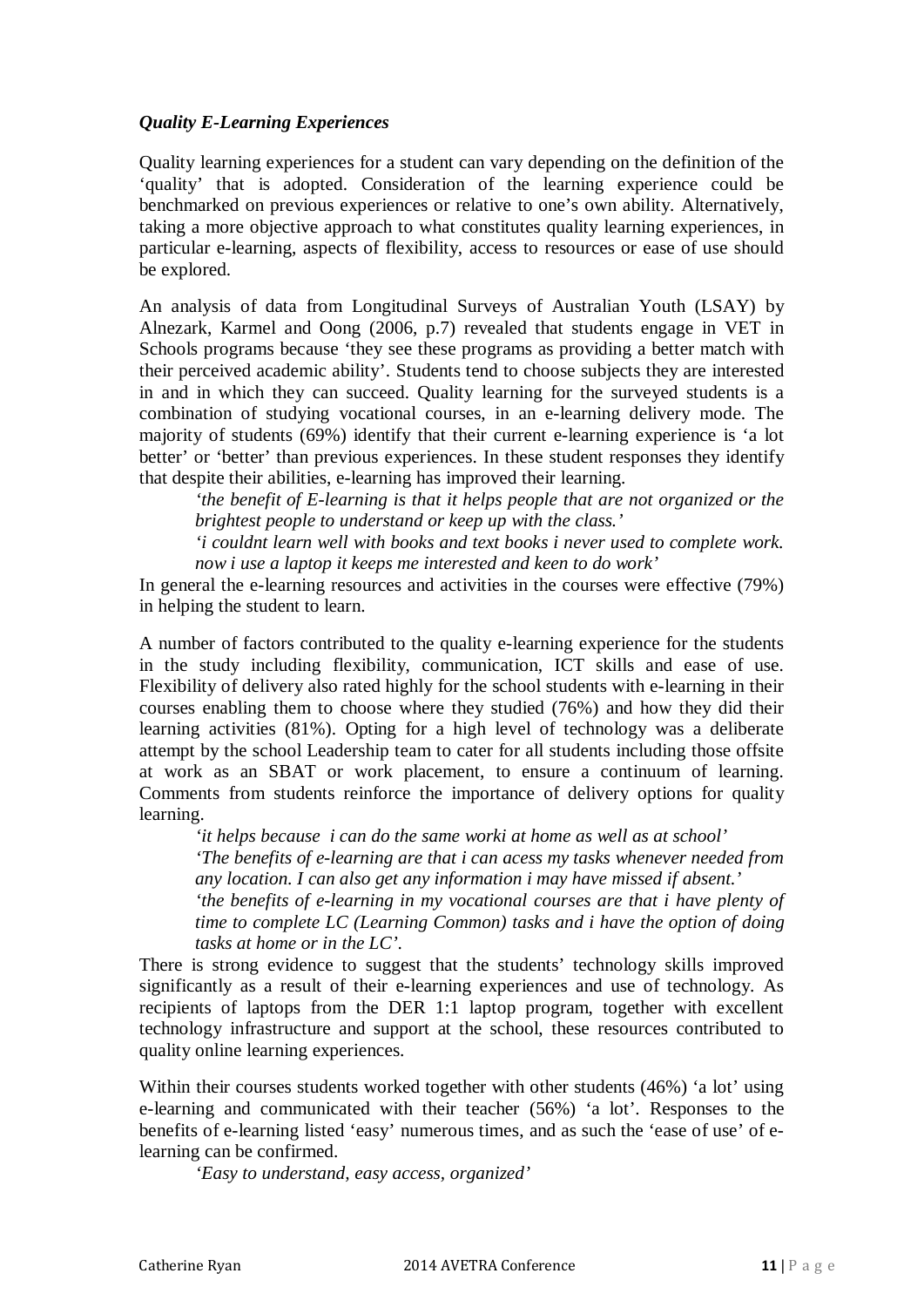### *Quality E-Learning Experiences*

Quality learning experiences for a student can vary depending on the definition of the 'quality' that is adopted. Consideration of the learning experience could be benchmarked on previous experiences or relative to one's own ability. Alternatively, taking a more objective approach to what constitutes quality learning experiences, in particular e-learning, aspects of flexibility, access to resources or ease of use should be explored.

An analysis of data from Longitudinal Surveys of Australian Youth (LSAY) by Alnezark, Karmel and Oong (2006, p.7) revealed that students engage in VET in Schools programs because 'they see these programs as providing a better match with their perceived academic ability'. Students tend to choose subjects they are interested in and in which they can succeed. Quality learning for the surveyed students is a combination of studying vocational courses, in an e-learning delivery mode. The majority of students (69%) identify that their current e-learning experience is 'a lot better' or 'better' than previous experiences. In these student responses they identify that despite their abilities, e-learning has improved their learning.

> *'the benefit of E-learning is that it helps people that are not organized or the brightest people to understand or keep up with the class.'*
>
> *'i couldnt learn well with books and text books i never used to complete work. now i use a laptop it keeps me interested and keen to do work'*

In general the e-learning resources and activities in the courses were effective (79%) in helping the student to learn.

A number of factors contributed to the quality e-learning experience for the students in the study including flexibility, communication, ICT skills and ease of use. Flexibility of delivery also rated highly for the school students with e-learning in their courses enabling them to choose where they studied (76%) and how they did their learning activities (81%). Opting for a high level of technology was a deliberate attempt by the school Leadership team to cater for all students including those offsite at work as an SBAT or work placement, to ensure a continuum of learning. Comments from students reinforce the importance of delivery options for quality learning.

> *'it helps because i can do the same worki at home as well as at school'*
>
> *'The benefits of e-learning are that i can acess my tasks whenever needed from any location. I can also get any information i may have missed if absent.'*
>
> *'the benefits of e-learning in my vocational courses are that i have plenty of time to complete LC (Learning Common) tasks and i have the option of doing tasks at home or in the LC'.*

There is strong evidence to suggest that the students' technology skills improved significantly as a result of their e-learning experiences and use of technology. As recipients of laptops from the DER 1:1 laptop program, together with excellent technology infrastructure and support at the school, these resources contributed to quality online learning experiences.

Within their courses students worked together with other students (46%) 'a lot' using e-learning and communicated with their teacher (56%) 'a lot'. Responses to the benefits of e-learning listed 'easy' numerous times, and as such the 'ease of use' of e-learning can be confirmed.

> *'Easy to understand, easy access, organized'*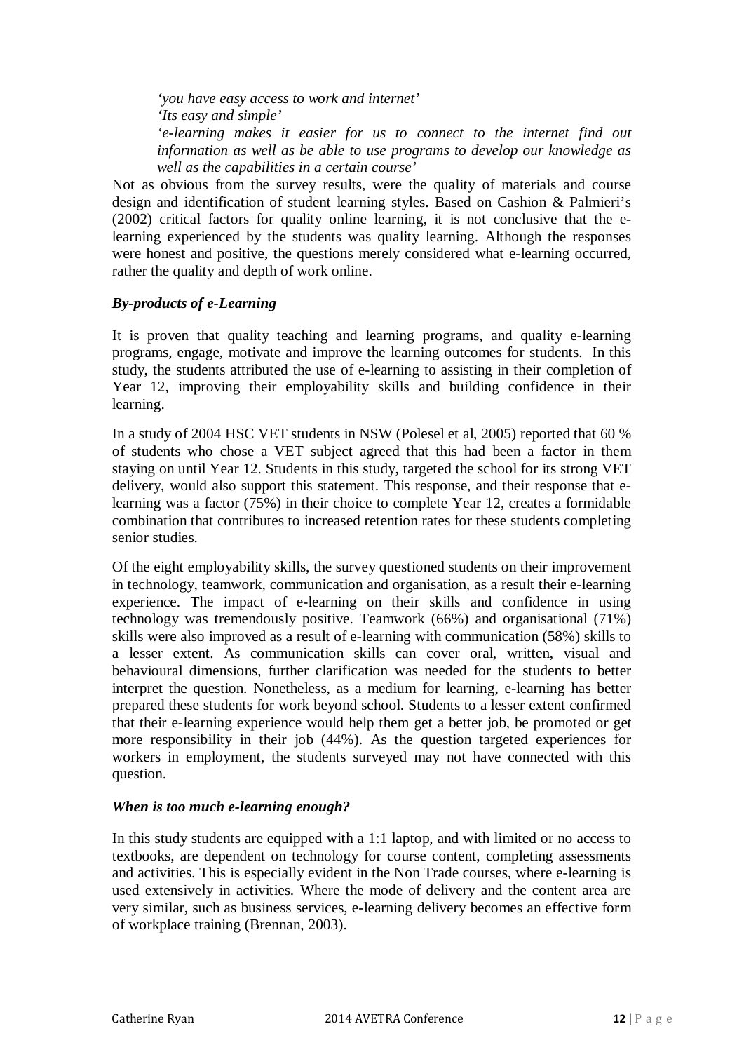*'you have easy access to work and internet'*
*'Its easy and simple'*
*'e-learning makes it easier for us to connect to the internet find out information as well as be able to use programs to develop our knowledge as well as the capabilities in a certain course'*

Not as obvious from the survey results, were the quality of materials and course design and identification of student learning styles. Based on Cashion & Palmieri's (2002) critical factors for quality online learning, it is not conclusive that the e-learning experienced by the students was quality learning. Although the responses were honest and positive, the questions merely considered what e-learning occurred, rather the quality and depth of work online.

### *By-products of e-Learning*

It is proven that quality teaching and learning programs, and quality e-learning programs, engage, motivate and improve the learning outcomes for students. In this study, the students attributed the use of e-learning to assisting in their completion of Year 12, improving their employability skills and building confidence in their learning.

In a study of 2004 HSC VET students in NSW (Polesel et al, 2005) reported that 60 % of students who chose a VET subject agreed that this had been a factor in them staying on until Year 12. Students in this study, targeted the school for its strong VET delivery, would also support this statement. This response, and their response that e-learning was a factor (75%) in their choice to complete Year 12, creates a formidable combination that contributes to increased retention rates for these students completing senior studies.

Of the eight employability skills, the survey questioned students on their improvement in technology, teamwork, communication and organisation, as a result their e-learning experience. The impact of e-learning on their skills and confidence in using technology was tremendously positive. Teamwork (66%) and organisational (71%) skills were also improved as a result of e-learning with communication (58%) skills to a lesser extent. As communication skills can cover oral, written, visual and behavioural dimensions, further clarification was needed for the students to better interpret the question. Nonetheless, as a medium for learning, e-learning has better prepared these students for work beyond school. Students to a lesser extent confirmed that their e-learning experience would help them get a better job, be promoted or get more responsibility in their job (44%). As the question targeted experiences for workers in employment, the students surveyed may not have connected with this question.

### *When is too much e-learning enough?*

In this study students are equipped with a 1:1 laptop, and with limited or no access to textbooks, are dependent on technology for course content, completing assessments and activities. This is especially evident in the Non Trade courses, where e-learning is used extensively in activities. Where the mode of delivery and the content area are very similar, such as business services, e-learning delivery becomes an effective form of workplace training (Brennan, 2003).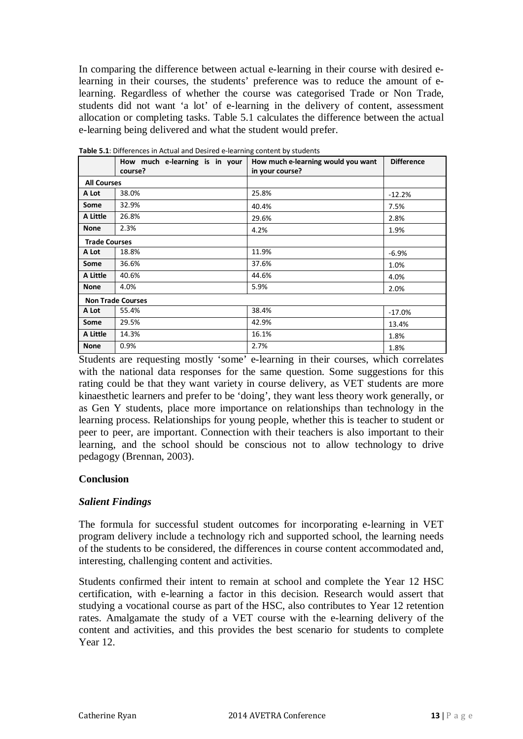In comparing the difference between actual e-learning in their course with desired e-learning in their courses, the students' preference was to reduce the amount of e-learning. Regardless of whether the course was categorised Trade or Non Trade, students did not want 'a lot' of e-learning in the delivery of content, assessment allocation or completing tasks. Table 5.1 calculates the difference between the actual e-learning being delivered and what the student would prefer.

**Table 5.1**: Differences in Actual and Desired e-learning content by students

| | How much e-learning is in your course? | How much e-learning would you want in your course? | Difference |
|---|---|---|---|
| **All Courses** | | | |
| **A Lot** | 38.0% | 25.8% | -12.2% |
| **Some** | 32.9% | 40.4% | 7.5% |
| **A Little** | 26.8% | 29.6% | 2.8% |
| **None** | 2.3% | 4.2% | 1.9% |
| **Trade Courses** | | | |
| **A Lot** | 18.8% | 11.9% | -6.9% |
| **Some** | 36.6% | 37.6% | 1.0% |
| **A Little** | 40.6% | 44.6% | 4.0% |
| **None** | 4.0% | 5.9% | 2.0% |
| **Non Trade Courses** | | | |
| **A Lot** | 55.4% | 38.4% | -17.0% |
| **Some** | 29.5% | 42.9% | 13.4% |
| **A Little** | 14.3% | 16.1% | 1.8% |
| **None** | 0.9% | 2.7% | 1.8% |

Students are requesting mostly 'some' e-learning in their courses, which correlates with the national data responses for the same question. Some suggestions for this rating could be that they want variety in course delivery, as VET students are more kinaesthetic learners and prefer to be 'doing', they want less theory work generally, or as Gen Y students, place more importance on relationships than technology in the learning process. Relationships for young people, whether this is teacher to student or peer to peer, are important. Connection with their teachers is also important to their learning, and the school should be conscious not to allow technology to drive pedagogy (Brennan, 2003).

## Conclusion

### *Salient Findings*

The formula for successful student outcomes for incorporating e-learning in VET program delivery include a technology rich and supported school, the learning needs of the students to be considered, the differences in course content accommodated and, interesting, challenging content and activities.

Students confirmed their intent to remain at school and complete the Year 12 HSC certification, with e-learning a factor in this decision. Research would assert that studying a vocational course as part of the HSC, also contributes to Year 12 retention rates. Amalgamate the study of a VET course with the e-learning delivery of the content and activities, and this provides the best scenario for students to complete Year 12.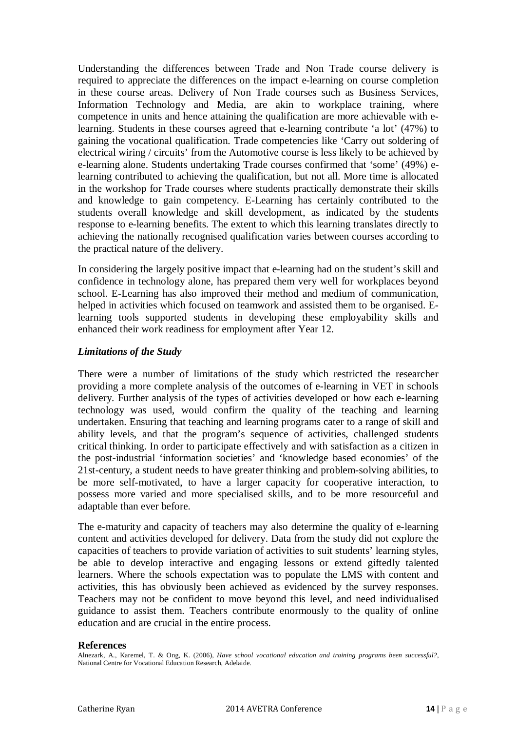Understanding the differences between Trade and Non Trade course delivery is required to appreciate the differences on the impact e-learning on course completion in these course areas. Delivery of Non Trade courses such as Business Services, Information Technology and Media, are akin to workplace training, where competence in units and hence attaining the qualification are more achievable with e-learning. Students in these courses agreed that e-learning contribute 'a lot' (47%) to gaining the vocational qualification. Trade competencies like 'Carry out soldering of electrical wiring / circuits' from the Automotive course is less likely to be achieved by e-learning alone. Students undertaking Trade courses confirmed that 'some' (49%) e-learning contributed to achieving the qualification, but not all. More time is allocated in the workshop for Trade courses where students practically demonstrate their skills and knowledge to gain competency. E-Learning has certainly contributed to the students overall knowledge and skill development, as indicated by the students response to e-learning benefits. The extent to which this learning translates directly to achieving the nationally recognised qualification varies between courses according to the practical nature of the delivery.

In considering the largely positive impact that e-learning had on the student's skill and confidence in technology alone, has prepared them very well for workplaces beyond school. E-Learning has also improved their method and medium of communication, helped in activities which focused on teamwork and assisted them to be organised. E-learning tools supported students in developing these employability skills and enhanced their work readiness for employment after Year 12.

### *Limitations of the Study*

There were a number of limitations of the study which restricted the researcher providing a more complete analysis of the outcomes of e-learning in VET in schools delivery. Further analysis of the types of activities developed or how each e-learning technology was used, would confirm the quality of the teaching and learning undertaken. Ensuring that teaching and learning programs cater to a range of skill and ability levels, and that the program's sequence of activities, challenged students critical thinking. In order to participate effectively and with satisfaction as a citizen in the post-industrial 'information societies' and 'knowledge based economies' of the 21st-century, a student needs to have greater thinking and problem-solving abilities, to be more self-motivated, to have a larger capacity for cooperative interaction, to possess more varied and more specialised skills, and to be more resourceful and adaptable than ever before.

The e-maturity and capacity of teachers may also determine the quality of e-learning content and activities developed for delivery. Data from the study did not explore the capacities of teachers to provide variation of activities to suit students' learning styles, be able to develop interactive and engaging lessons or extend giftedly talented learners. Where the schools expectation was to populate the LMS with content and activities, this has obviously been achieved as evidenced by the survey responses. Teachers may not be confident to move beyond this level, and need individualised guidance to assist them. Teachers contribute enormously to the quality of online education and are crucial in the entire process.

## References

Alnezark, A., Karemel, T. & Ong, K. (2006), *Have school vocational education and training programs been successful?*, National Centre for Vocational Education Research, Adelaide.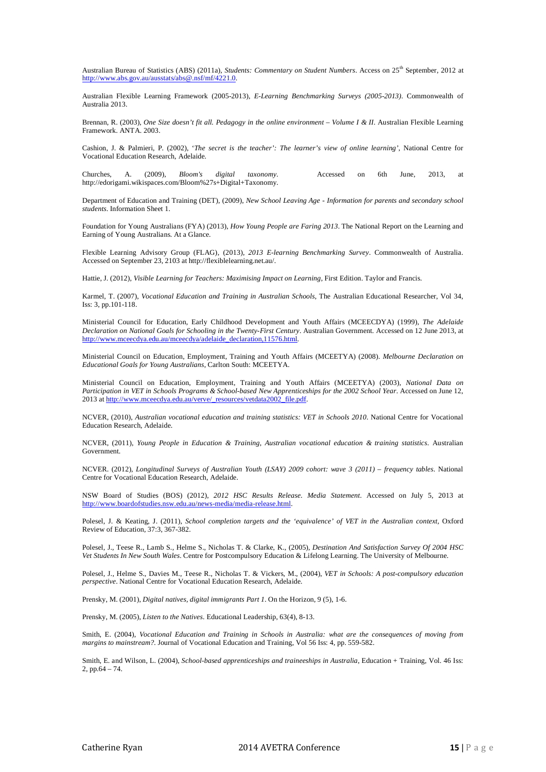Australian Bureau of Statistics (ABS) (2011a), *Students: Commentary on Student Numbers*. Access on 25th September, 2012 at http://www.abs.gov.au/ausstats/abs@.nsf/mf/4221.0.

Australian Flexible Learning Framework (2005-2013), *E-Learning Benchmarking Surveys (2005-2013)*. Commonwealth of Australia 2013.

Brennan, R. (2003), *One Size doesn't fit all. Pedagogy in the online environment – Volume I & II*. Australian Flexible Learning Framework. ANTA. 2003.

Cashion, J. & Palmieri, P. (2002), '*The secret is the teacher': The learner's view of online learning'*, National Centre for Vocational Education Research, Adelaide.

Churches, A. (2009), *Bloom's digital taxonomy*. Accessed on 6th June, 2013, at http://edorigami.wikispaces.com/Bloom%27s+Digital+Taxonomy.

Department of Education and Training (DET), (2009), *New School Leaving Age - Information for parents and secondary school students*. Information Sheet 1.

Foundation for Young Australians (FYA) (2013), *How Young People are Faring 2013*. The National Report on the Learning and Earning of Young Australians. At a Glance.

Flexible Learning Advisory Group (FLAG), (2013), *2013 E-learning Benchmarking Survey*. Commonwealth of Australia. Accessed on September 23, 2103 at http://flexiblelearning.net.au/.

Hattie, J. (2012), *Visible Learning for Teachers: Maximising Impact on Learning*, First Edition. Taylor and Francis.

Karmel, T. (2007), *Vocational Education and Training in Australian Schools*, The Australian Educational Researcher, Vol 34, Iss: 3, pp.101-118.

Ministerial Council for Education, Early Childhood Development and Youth Affairs (MCEECDYA) (1999), *The Adelaide Declaration on National Goals for Schooling in the Twenty-First Century*. Australian Government. Accessed on 12 June 2013, at http://www.mceecdya.edu.au/mceecdya/adelaide_declaration,11576.html.

Ministerial Council on Education, Employment, Training and Youth Affairs (MCEETYA) (2008). *Melbourne Declaration on Educational Goals for Young Australians*, Carlton South: MCEETYA.

Ministerial Council on Education, Employment, Training and Youth Affairs (MCEETYA) (2003), *National Data on Participation in VET in Schools Programs & School-based New Apprenticeships for the 2002 School Year*. Accessed on June 12, 2013 at http://www.mceecdya.edu.au/verve/_resources/vetdata2002_file.pdf.

NCVER, (2010), *Australian vocational education and training statistics: VET in Schools 2010*. National Centre for Vocational Education Research, Adelaide.

NCVER, (2011), *Young People in Education & Training, Australian vocational education & training statistics*. Australian Government.

NCVER. (2012), *Longitudinal Surveys of Australian Youth (LSAY) 2009 cohort: wave 3 (2011) – frequency tables*. National Centre for Vocational Education Research, Adelaide.

NSW Board of Studies (BOS) (2012), *2012 HSC Results Release. Media Statement*. Accessed on July 5, 2013 at http://www.boardofstudies.nsw.edu.au/news-media/media-release.html.

Polesel, J. & Keating, J. (2011), *School completion targets and the 'equivalence' of VET in the Australian context*, Oxford Review of Education, 37:3, 367-382.

Polesel, J., Teese R., Lamb S., Helme S., Nicholas T. & Clarke, K., (2005), *Destination And Satisfaction Survey Of 2004 HSC Vet Students In New South Wales*. Centre for Postcompulsory Education & Lifelong Learning. The University of Melbourne.

Polesel, J., Helme S., Davies M., Teese R., Nicholas T. & Vickers, M., (2004), *VET in Schools: A post-compulsory education perspective*. National Centre for Vocational Education Research, Adelaide.

Prensky, M. (2001), *Digital natives, digital immigrants Part 1*. On the Horizon, 9 (5), 1-6.

Prensky, M. (2005), *Listen to the Natives*. Educational Leadership, 63(4), 8-13.

Smith, E. (2004), *Vocational Education and Training in Schools in Australia: what are the consequences of moving from margins to mainstream?*. Journal of Vocational Education and Training, Vol 56 Iss: 4, pp. 559-582.

Smith, E. and Wilson, L. (2004), *School-based apprenticeships and traineeships in Australia*, Education + Training, Vol. 46 Iss: 2, pp.64 – 74.